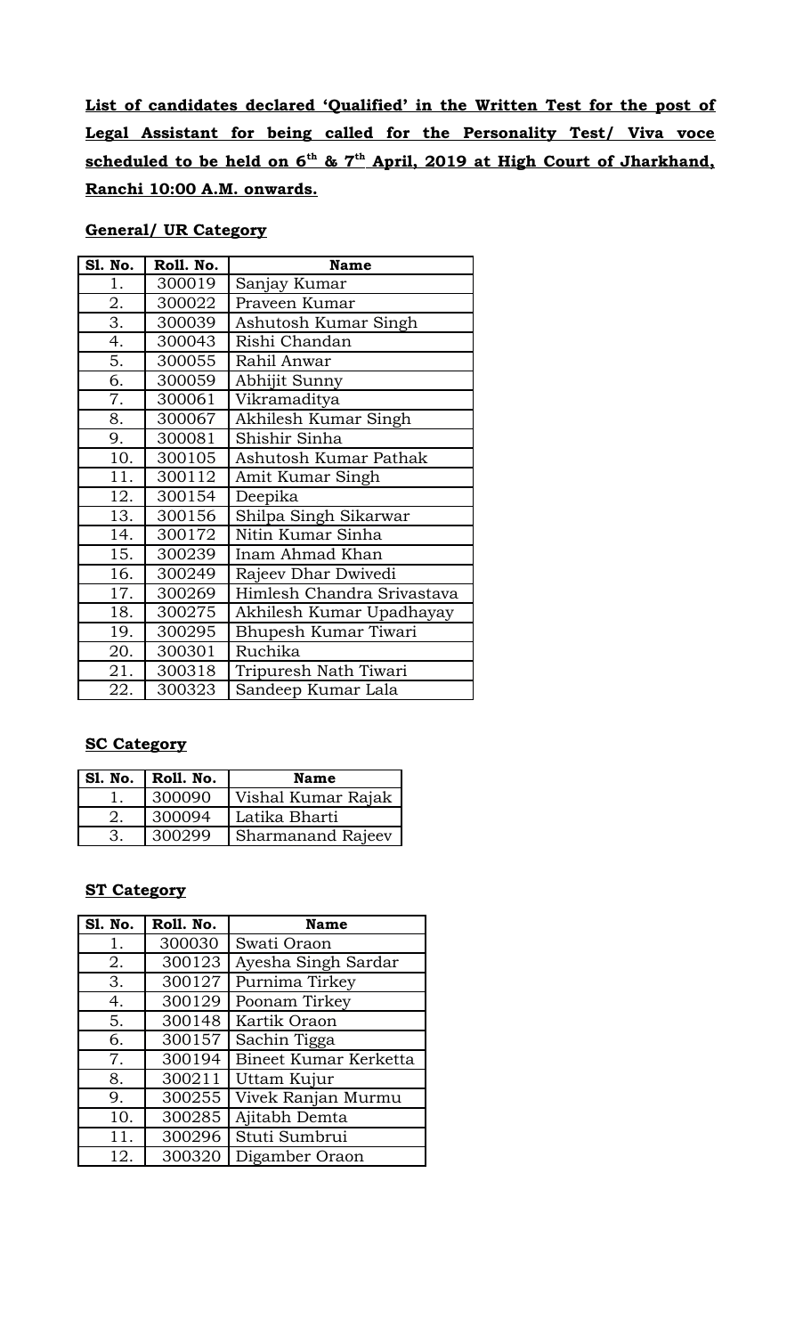**List of candidates declared 'Qualified' in the Written Test for the post of Legal Assistant for being called for the Personality Test/ Viva voce scheduled to be held on 6th & 7th April, 2019 at High Court of Jharkhand, Ranchi 10:00 A.M. onwards.**

**General/ UR Category**

| Sl. No. | Roll. No. | Name |
|---|---|---|
| 1. | 300019 | Sanjay Kumar |
| 2. | 300022 | Praveen Kumar |
| 3. | 300039 | Ashutosh Kumar Singh |
| 4. | 300043 | Rishi Chandan |
| 5. | 300055 | Rahil Anwar |
| 6. | 300059 | Abhijit Sunny |
| 7. | 300061 | Vikramaditya |
| 8. | 300067 | Akhilesh Kumar Singh |
| 9. | 300081 | Shishir Sinha |
| 10. | 300105 | Ashutosh Kumar Pathak |
| 11. | 300112 | Amit Kumar Singh |
| 12. | 300154 | Deepika |
| 13. | 300156 | Shilpa Singh Sikarwar |
| 14. | 300172 | Nitin Kumar Sinha |
| 15. | 300239 | Inam Ahmad Khan |
| 16. | 300249 | Rajeev Dhar Dwivedi |
| 17. | 300269 | Himlesh Chandra Srivastava |
| 18. | 300275 | Akhilesh Kumar Upadhayay |
| 19. | 300295 | Bhupesh Kumar Tiwari |
| 20. | 300301 | Ruchika |
| 21. | 300318 | Tripuresh Nath Tiwari |
| 22. | 300323 | Sandeep Kumar Lala |

**SC Category**

| Sl. No. | Roll. No. | Name |
|---|---|---|
| 1. | 300090 | Vishal Kumar Rajak |
| 2. | 300094 | Latika Bharti |
| 3. | 300299 | Sharmanand Rajeev |

**ST Category**

| Sl. No. | Roll. No. | Name |
|---|---|---|
| 1. | 300030 | Swati Oraon |
| 2. | 300123 | Ayesha Singh Sardar |
| 3. | 300127 | Purnima Tirkey |
| 4. | 300129 | Poonam Tirkey |
| 5. | 300148 | Kartik Oraon |
| 6. | 300157 | Sachin Tigga |
| 7. | 300194 | Bineet Kumar Kerketta |
| 8. | 300211 | Uttam Kujur |
| 9. | 300255 | Vivek Ranjan Murmu |
| 10. | 300285 | Ajitabh Demta |
| 11. | 300296 | Stuti Sumbrui |
| 12. | 300320 | Digamber Oraon |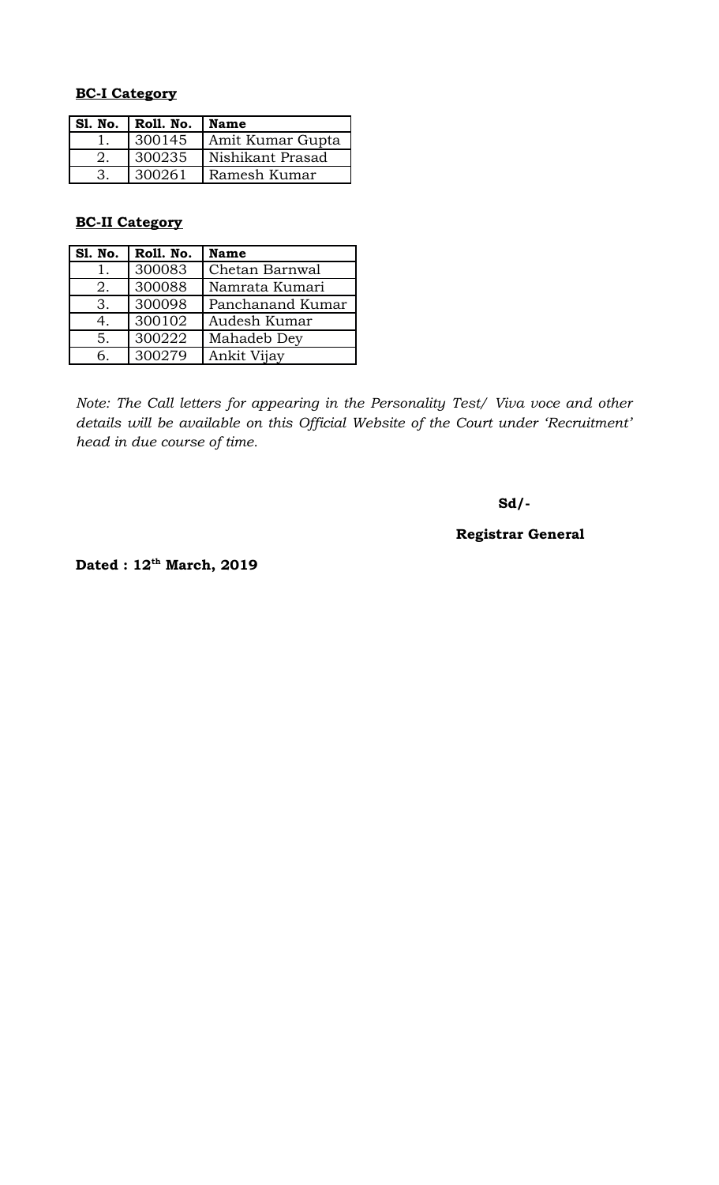**BC-I Category**

| Sl. No. | Roll. No. | Name |
|---|---|---|
| 1. | 300145 | Amit Kumar Gupta |
| 2. | 300235 | Nishikant Prasad |
| 3. | 300261 | Ramesh Kumar |

**BC-II Category**

| Sl. No. | Roll. No. | Name |
|---|---|---|
| 1. | 300083 | Chetan Barnwal |
| 2. | 300088 | Namrata Kumari |
| 3. | 300098 | Panchanand Kumar |
| 4. | 300102 | Audesh Kumar |
| 5. | 300222 | Mahadeb Dey |
| 6. | 300279 | Ankit Vijay |

*Note: The Call letters for appearing in the Personality Test/ Viva voce and other details will be available on this Official Website of the Court under 'Recruitment' head in due course of time.*

**Sd/-**

**Registrar General**

**Dated : 12th March, 2019**